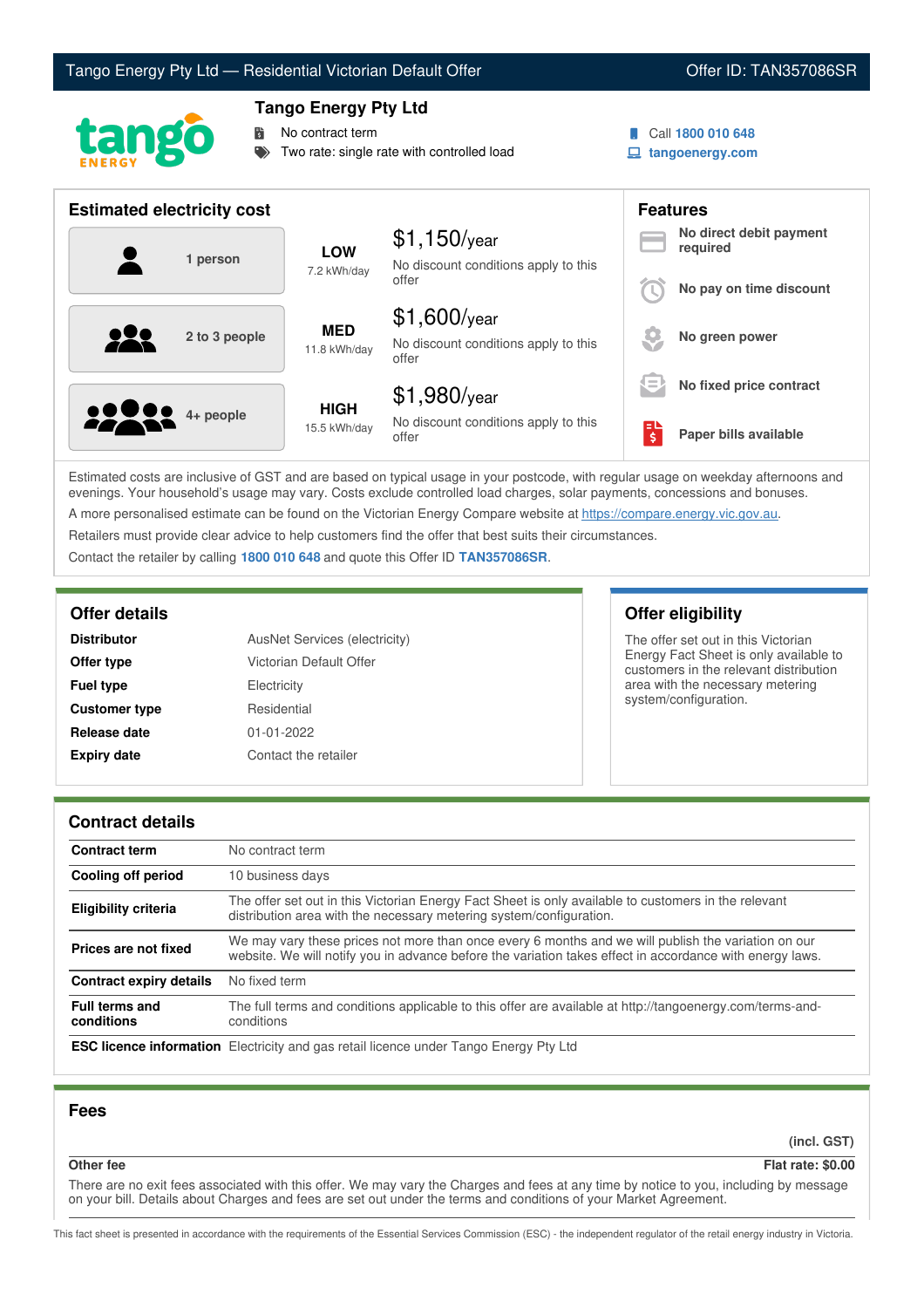# Tango Energy Pty Ltd — Residential Victorian Default Offer

Offer ID: TAN357086SR

## Tango Energy Pty Ltd

- No contract term
- Two rate: single rate with controlled load

Call **1800 010 648**
**tangoenergy.com**

## Estimated electricity cost

| Household | Usage | Cost |
|---|---|---|
| 1 person | **LOW** 7.2 kWh/day | $1,150/year<br>No discount conditions apply to this offer |
| 2 to 3 people | **MED** 11.8 kWh/day | $1,600/year<br>No discount conditions apply to this offer |
| 4+ people | **HIGH** 15.5 kWh/day | $1,980/year<br>No discount conditions apply to this offer |

## Features

- **No direct debit payment required**
- **No pay on time discount**
- **No green power**
- **No fixed price contract**
- **Paper bills available**

Estimated costs are inclusive of GST and are based on typical usage in your postcode, with regular usage on weekday afternoons and evenings. Your household's usage may vary. Costs exclude controlled load charges, solar payments, concessions and bonuses.

A more personalised estimate can be found on the Victorian Energy Compare website at https://compare.energy.vic.gov.au.

Retailers must provide clear advice to help customers find the offer that best suits their circumstances.

Contact the retailer by calling **1800 010 648** and quote this Offer ID **TAN357086SR**.

## Offer details

| | |
|---|---|
| **Distributor** | AusNet Services (electricity) |
| **Offer type** | Victorian Default Offer |
| **Fuel type** | Electricity |
| **Customer type** | Residential |
| **Release date** | 01-01-2022 |
| **Expiry date** | Contact the retailer |

## Offer eligibility

The offer set out in this Victorian Energy Fact Sheet is only available to customers in the relevant distribution area with the necessary metering system/configuration.

## Contract details

| | |
|---|---|
| **Contract term** | No contract term |
| **Cooling off period** | 10 business days |
| **Eligibility criteria** | The offer set out in this Victorian Energy Fact Sheet is only available to customers in the relevant distribution area with the necessary metering system/configuration. |
| **Prices are not fixed** | We may vary these prices not more than once every 6 months and we will publish the variation on our website. We will notify you in advance before the variation takes effect in accordance with energy laws. |
| **Contract expiry details** | No fixed term |
| **Full terms and conditions** | The full terms and conditions applicable to this offer are available at http://tangoenergy.com/terms-and-conditions |
| **ESC licence information** | Electricity and gas retail licence under Tango Energy Pty Ltd |

## Fees

| | (incl. GST) |
|---|---|
| **Other fee** | **Flat rate: $0.00** |

There are no exit fees associated with this offer. We may vary the Charges and fees at any time by notice to you, including by message on your bill. Details about Charges and fees are set out under the terms and conditions of your Market Agreement.

This fact sheet is presented in accordance with the requirements of the Essential Services Commission (ESC) - the independent regulator of the retail energy industry in Victoria.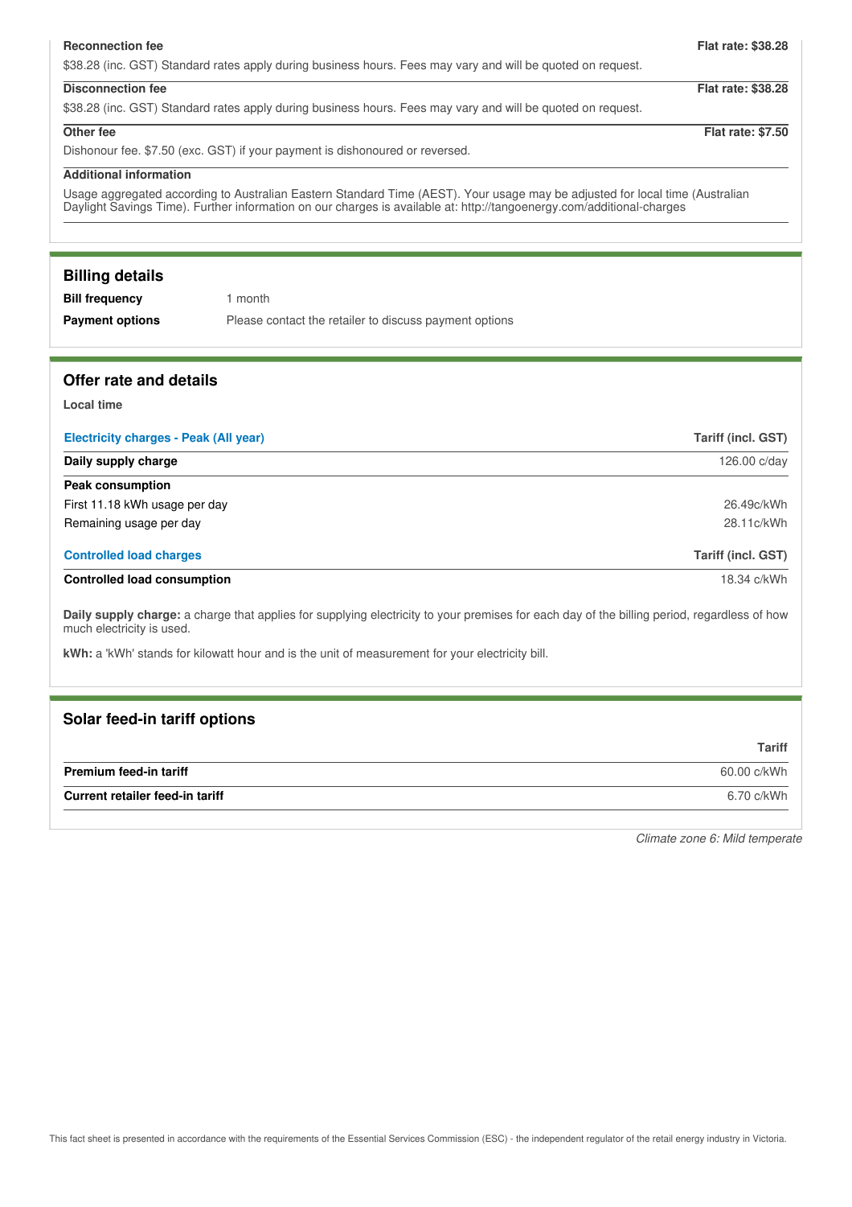| | |
|---|---|
| **Reconnection fee** | **Flat rate: $38.28** |
| $38.28 (inc. GST) Standard rates apply during business hours. Fees may vary and will be quoted on request. | |
| **Disconnection fee** | **Flat rate: $38.28** |
| $38.28 (inc. GST) Standard rates apply during business hours. Fees may vary and will be quoted on request. | |
| **Other fee** | **Flat rate: $7.50** |
| Dishonour fee. $7.50 (exc. GST) if your payment is dishonoured or reversed. | |

**Additional information**

Usage aggregated according to Australian Eastern Standard Time (AEST). Your usage may be adjusted for local time (Australian Daylight Savings Time). Further information on our charges is available at: http://tangoenergy.com/additional-charges

## Billing details

| | |
|---|---|
| **Bill frequency** | 1 month |
| **Payment options** | Please contact the retailer to discuss payment options |

## Offer rate and details

**Local time**

| Electricity charges - Peak (All year) | Tariff (incl. GST) |
|---|---|
| **Daily supply charge** | 126.00 c/day |
| **Peak consumption** | |
| First 11.18 kWh usage per day | 26.49c/kWh |
| Remaining usage per day | 28.11c/kWh |

| Controlled load charges | Tariff (incl. GST) |
|---|---|
| **Controlled load consumption** | 18.34 c/kWh |

**Daily supply charge:** a charge that applies for supplying electricity to your premises for each day of the billing period, regardless of how much electricity is used.

**kWh:** a 'kWh' stands for kilowatt hour and is the unit of measurement for your electricity bill.

## Solar feed-in tariff options

| | Tariff |
|---|---|
| **Premium feed-in tariff** | 60.00 c/kWh |
| **Current retailer feed-in tariff** | 6.70 c/kWh |

*Climate zone 6: Mild temperate*

This fact sheet is presented in accordance with the requirements of the Essential Services Commission (ESC) - the independent regulator of the retail energy industry in Victoria.